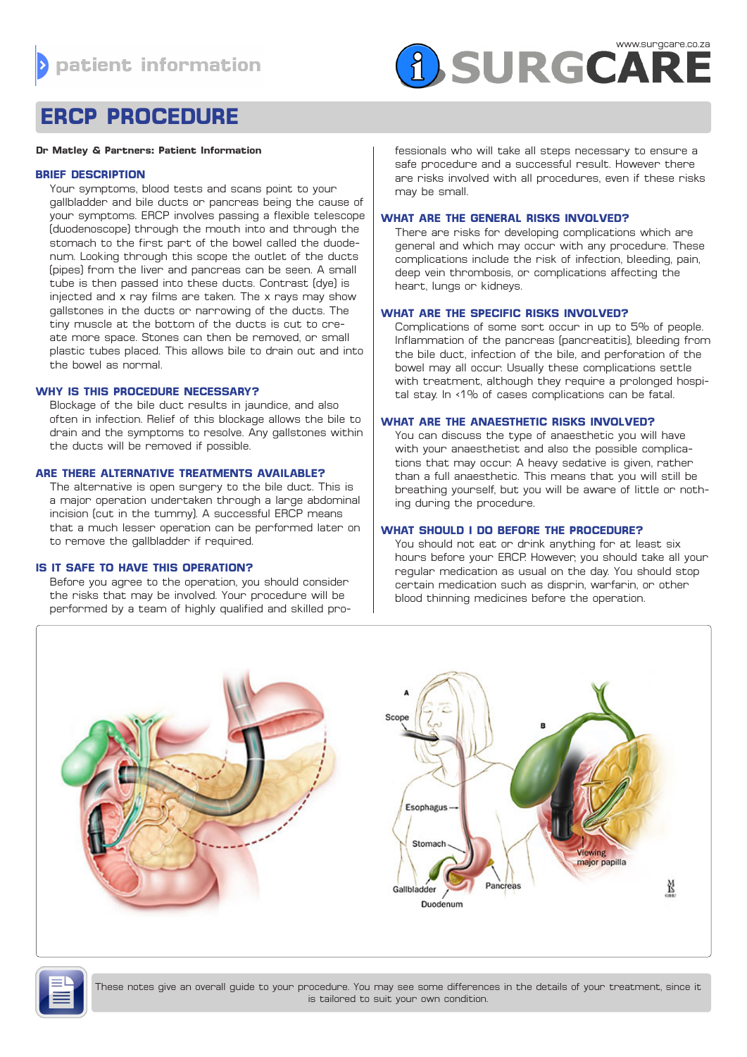patient information

www.surgcare.co.za

SURGCARE

# ERCP PROCEDURE

**Dr Matley & Partners: Patient Information**

## BRIEF DESCRIPTION

Your symptoms, blood tests and scans point to your gallbladder and bile ducts or pancreas being the cause of your symptoms. ERCP involves passing a flexible telescope (duodenoscope) through the mouth into and through the stomach to the first part of the bowel called the duodenum. Looking through this scope the outlet of the ducts (pipes) from the liver and pancreas can be seen. A small tube is then passed into these ducts. Contrast (dye) is injected and x ray films are taken. The x rays may show gallstones in the ducts or narrowing of the ducts. The tiny muscle at the bottom of the ducts is cut to create more space. Stones can then be removed, or small plastic tubes placed. This allows bile to drain out and into the bowel as normal.

## WHY IS THIS PROCEDURE NECESSARY?

Blockage of the bile duct results in jaundice, and also often in infection. Relief of this blockage allows the bile to drain and the symptoms to resolve. Any gallstones within the ducts will be removed if possible.

## ARE THERE ALTERNATIVE TREATMENTS AVAILABLE?

The alternative is open surgery to the bile duct. This is a major operation undertaken through a large abdominal incision (cut in the tummy). A successful ERCP means that a much lesser operation can be performed later on to remove the gallbladder if required.

## IS IT SAFE TO HAVE THIS OPERATION?

Before you agree to the operation, you should consider the risks that may be involved. Your procedure will be performed by a team of highly qualified and skilled professionals who will take all steps necessary to ensure a safe procedure and a successful result. However there are risks involved with all procedures, even if these risks may be small.

## WHAT ARE THE GENERAL RISKS INVOLVED?

There are risks for developing complications which are general and which may occur with any procedure. These complications include the risk of infection, bleeding, pain, deep vein thrombosis, or complications affecting the heart, lungs or kidneys.

## WHAT ARE THE SPECIFIC RISKS INVOLVED?

Complications of some sort occur in up to 5% of people. Inflammation of the pancreas (pancreatitis), bleeding from the bile duct, infection of the bile, and perforation of the bowel may all occur. Usually these complications settle with treatment, although they require a prolonged hospital stay. In <1% of cases complications can be fatal.

## WHAT ARE THE ANAESTHETIC RISKS INVOLVED?

You can discuss the type of anaesthetic you will have with your anaesthetist and also the possible complications that may occur. A heavy sedative is given, rather than a full anaesthetic. This means that you will still be breathing yourself, but you will be aware of little or nothing during the procedure.

## WHAT SHOULD I DO BEFORE THE PROCEDURE?

You should not eat or drink anything for at least six hours before your ERCP. However, you should take all your regular medication as usual on the day. You should stop certain medication such as disprin, warfarin, or other blood thinning medicines before the operation.

These notes give an overall guide to your procedure. You may see some differences in the details of your treatment, since it is tailored to suit your own condition.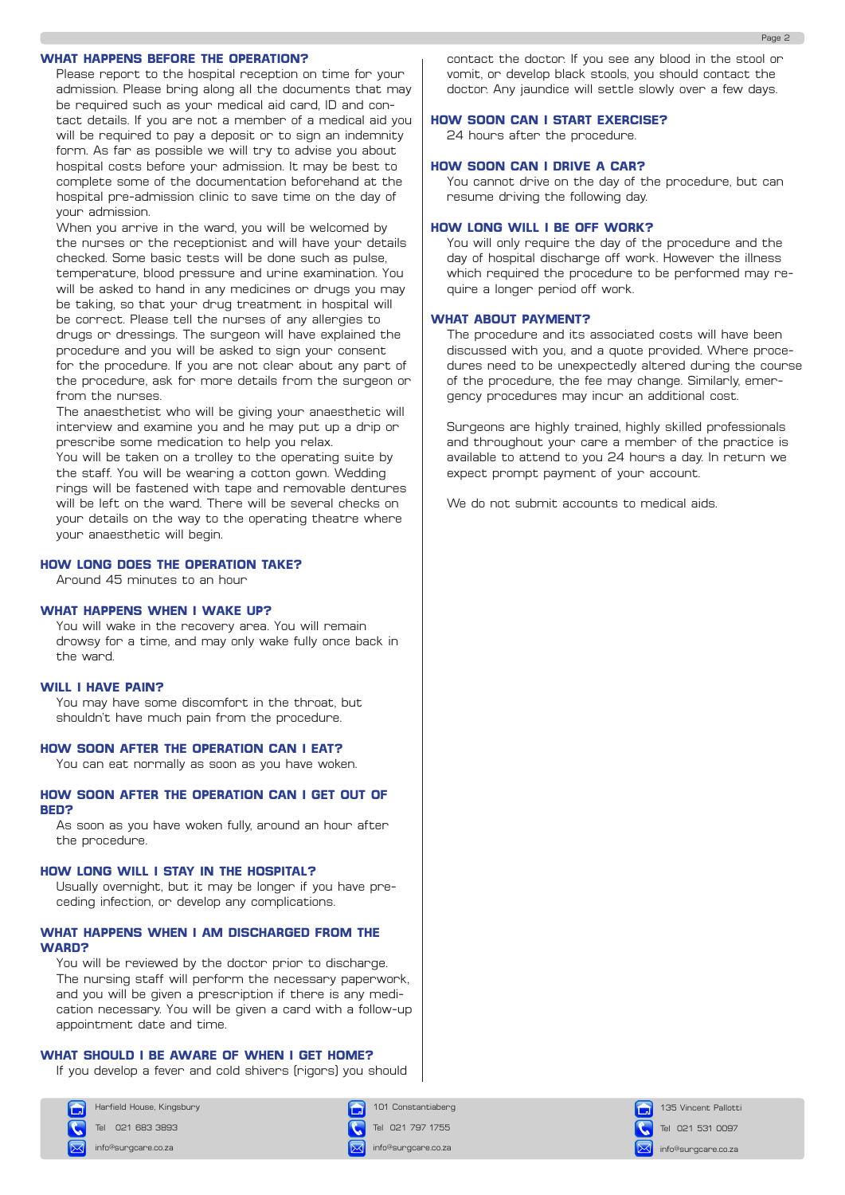## WHAT HAPPENS BEFORE THE OPERATION?

Please report to the hospital reception on time for your admission. Please bring along all the documents that may be required such as your medical aid card, ID and contact details. If you are not a member of a medical aid you will be required to pay a deposit or to sign an indemnity form. As far as possible we will try to advise you about hospital costs before your admission. It may be best to complete some of the documentation beforehand at the hospital pre-admission clinic to save time on the day of your admission.

When you arrive in the ward, you will be welcomed by the nurses or the receptionist and will have your details checked. Some basic tests will be done such as pulse, temperature, blood pressure and urine examination. You will be asked to hand in any medicines or drugs you may be taking, so that your drug treatment in hospital will be correct. Please tell the nurses of any allergies to drugs or dressings. The surgeon will have explained the procedure and you will be asked to sign your consent for the procedure. If you are not clear about any part of the procedure, ask for more details from the surgeon or from the nurses.

The anaesthetist who will be giving your anaesthetic will interview and examine you and he may put up a drip or prescribe some medication to help you relax.

You will be taken on a trolley to the operating suite by the staff. You will be wearing a cotton gown. Wedding rings will be fastened with tape and removable dentures will be left on the ward. There will be several checks on your details on the way to the operating theatre where your anaesthetic will begin.

## HOW LONG DOES THE OPERATION TAKE?

Around 45 minutes to an hour

## WHAT HAPPENS WHEN I WAKE UP?

You will wake in the recovery area. You will remain drowsy for a time, and may only wake fully once back in the ward.

## WILL I HAVE PAIN?

You may have some discomfort in the throat, but shouldn't have much pain from the procedure.

## HOW SOON AFTER THE OPERATION CAN I EAT?

You can eat normally as soon as you have woken.

## HOW SOON AFTER THE OPERATION CAN I GET OUT OF BED?

As soon as you have woken fully, around an hour after the procedure.

## HOW LONG WILL I STAY IN THE HOSPITAL?

Usually overnight, but it may be longer if you have preceding infection, or develop any complications.

## WHAT HAPPENS WHEN I AM DISCHARGED FROM THE WARD?

You will be reviewed by the doctor prior to discharge. The nursing staff will perform the necessary paperwork, and you will be given a prescription if there is any medication necessary. You will be given a card with a follow-up appointment date and time.

## WHAT SHOULD I BE AWARE OF WHEN I GET HOME?

If you develop a fever and cold shivers (rigors) you should contact the doctor. If you see any blood in the stool or vomit, or develop black stools, you should contact the doctor. Any jaundice will settle slowly over a few days.

## HOW SOON CAN I START EXERCISE?

24 hours after the procedure.

## HOW SOON CAN I DRIVE A CAR?

You cannot drive on the day of the procedure, but can resume driving the following day.

## HOW LONG WILL I BE OFF WORK?

You will only require the day of the procedure and the day of hospital discharge off work. However the illness which required the procedure to be performed may require a longer period off work.

## WHAT ABOUT PAYMENT?

The procedure and its associated costs will have been discussed with you, and a quote provided. Where procedures need to be unexpectedly altered during the course of the procedure, the fee may change. Similarly, emergency procedures may incur an additional cost.

Surgeons are highly trained, highly skilled professionals and throughout your care a member of the practice is available to attend to you 24 hours a day. In return we expect prompt payment of your account.

We do not submit accounts to medical aids.

Harfield House, Kingsbury
Tel 021 683 3893
info@surgcare.co.za

101 Constantiaberg
Tel 021 797 1755
info@surgcare.co.za

135 Vincent Pallotti
Tel 021 531 0097
info@surgcare.co.za